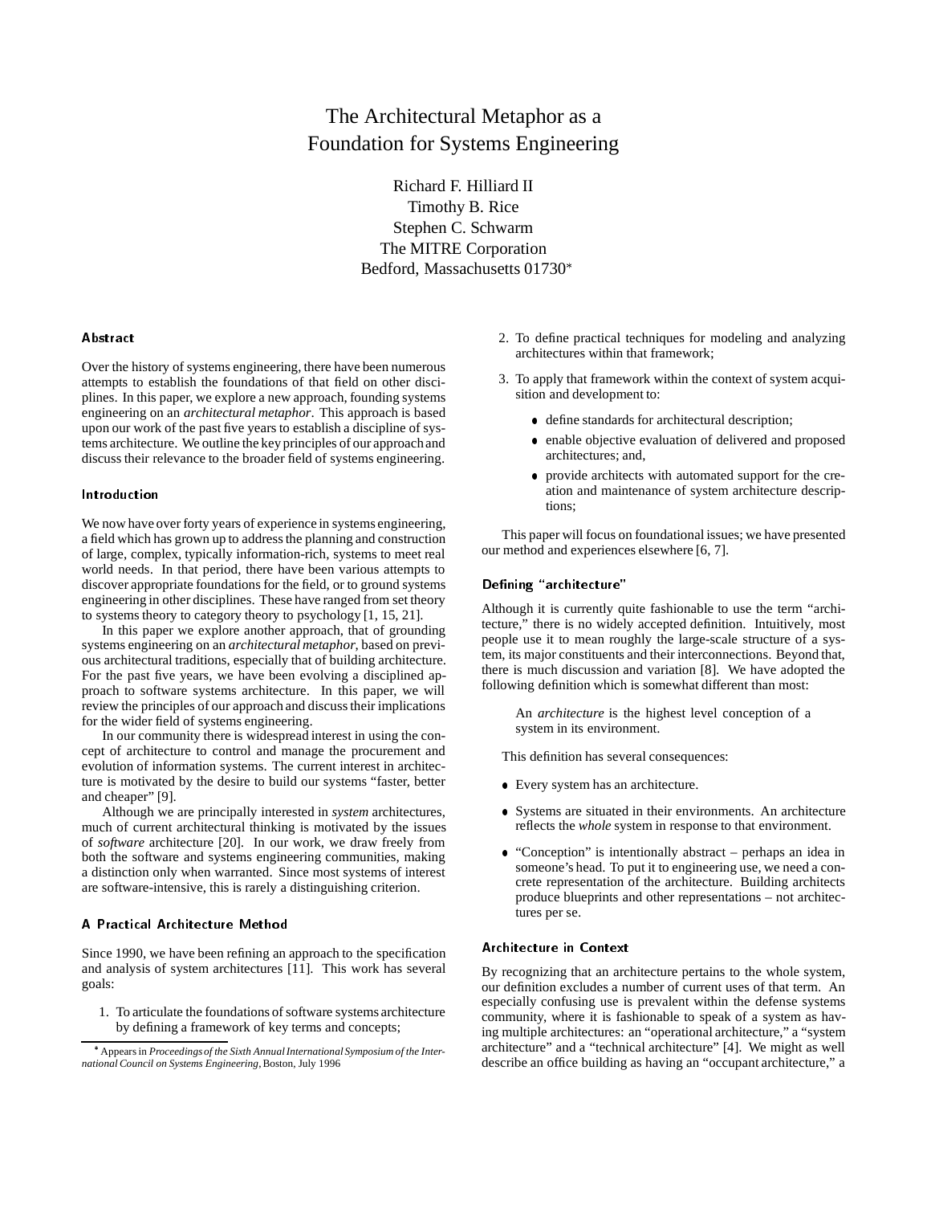# The Architectural Metaphor as a Foundation for Systems Engineering

Richard F. Hilliard II
Timothy B. Rice
Stephen C. Schwarm
The MITRE Corporation
Bedford, Massachusetts 01730*

## Abstract

Over the history of systems engineering, there have been numerous attempts to establish the foundations of that field on other disciplines. In this paper, we explore a new approach, founding systems engineering on an *architectural metaphor*. This approach is based upon our work of the past five years to establish a discipline of systems architecture. We outline the key principles of our approach and discuss their relevance to the broader field of systems engineering.

## Introduction

We now have over forty years of experience in systems engineering, a field which has grown up to address the planning and construction of large, complex, typically information-rich, systems to meet real world needs. In that period, there have been various attempts to discover appropriate foundations for the field, or to ground systems engineering in other disciplines. These have ranged from set theory to systems theory to category theory to psychology [1, 15, 21].

In this paper we explore another approach, that of grounding systems engineering on an *architectural metaphor*, based on previous architectural traditions, especially that of building architecture. For the past five years, we have been evolving a disciplined approach to software systems architecture. In this paper, we will review the principles of our approach and discuss their implications for the wider field of systems engineering.

In our community there is widespread interest in using the concept of architecture to control and manage the procurement and evolution of information systems. The current interest in architecture is motivated by the desire to build our systems "faster, better and cheaper" [9].

Although we are principally interested in *system* architectures, much of current architectural thinking is motivated by the issues of *software* architecture [20]. In our work, we draw freely from both the software and systems engineering communities, making a distinction only when warranted. Since most systems of interest are software-intensive, this is rarely a distinguishing criterion.

## A Practical Architecture Method

Since 1990, we have been refining an approach to the specification and analysis of system architectures [11]. This work has several goals:

1. To articulate the foundations of software systems architecture by defining a framework of key terms and concepts;
2. To define practical techniques for modeling and analyzing architectures within that framework;
3. To apply that framework within the context of system acquisition and development to:
   - define standards for architectural description;
   - enable objective evaluation of delivered and proposed architectures; and,
   - provide architects with automated support for the creation and maintenance of system architecture descriptions;

This paper will focus on foundational issues; we have presented our method and experiences elsewhere [6, 7].

## Defining "architecture"

Although it is currently quite fashionable to use the term "architecture," there is no widely accepted definition. Intuitively, most people use it to mean roughly the large-scale structure of a system, its major constituents and their interconnections. Beyond that, there is much discussion and variation [8]. We have adopted the following definition which is somewhat different than most:

> An *architecture* is the highest level conception of a system in its environment.

This definition has several consequences:

- Every system has an architecture.
- Systems are situated in their environments. An architecture reflects the *whole* system in response to that environment.
- "Conception" is intentionally abstract – perhaps an idea in someone's head. To put it to engineering use, we need a concrete representation of the architecture. Building architects produce blueprints and other representations – not architectures per se.

## Architecture in Context

By recognizing that an architecture pertains to the whole system, our definition excludes a number of current uses of that term. An especially confusing use is prevalent within the defense systems community, where it is fashionable to speak of a system as having multiple architectures: an "operational architecture," a "system architecture" and a "technical architecture" [4]. We might as well describe an office building as having an "occupant architecture," a

---

* Appears in *Proceedings of the Sixth Annual International Symposium of the International Council on Systems Engineering*, Boston, July 1996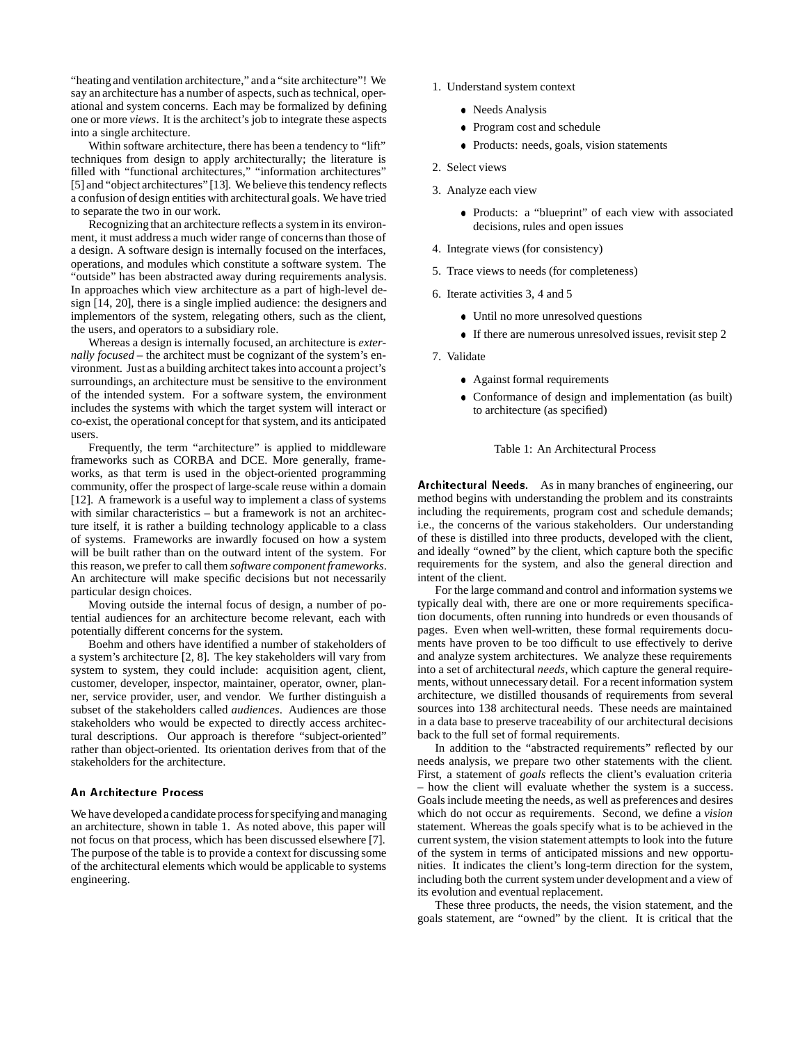"heating and ventilation architecture," and a "site architecture"! We say an architecture has a number of aspects, such as technical, operational and system concerns. Each may be formalized by defining one or more *views*. It is the architect's job to integrate these aspects into a single architecture.

Within software architecture, there has been a tendency to "lift" techniques from design to apply architecturally; the literature is filled with "functional architectures," "information architectures" [5] and "object architectures" [13]. We believe this tendency reflects a confusion of design entities with architectural goals. We have tried to separate the two in our work.

Recognizing that an architecture reflects a system in its environment, it must address a much wider range of concerns than those of a design. A software design is internally focused on the interfaces, operations, and modules which constitute a software system. The "outside" has been abstracted away during requirements analysis. In approaches which view architecture as a part of high-level design [14, 20], there is a single implied audience: the designers and implementors of the system, relegating others, such as the client, the users, and operators to a subsidiary role.

Whereas a design is internally focused, an architecture is *externally focused* – the architect must be cognizant of the system's environment. Just as a building architect takes into account a project's surroundings, an architecture must be sensitive to the environment of the intended system. For a software system, the environment includes the systems with which the target system will interact or co-exist, the operational concept for that system, and its anticipated users.

Frequently, the term "architecture" is applied to middleware frameworks such as CORBA and DCE. More generally, frameworks, as that term is used in the object-oriented programming community, offer the prospect of large-scale reuse within a domain [12]. A framework is a useful way to implement a class of systems with similar characteristics – but a framework is not an architecture itself, it is rather a building technology applicable to a class of systems. Frameworks are inwardly focused on how a system will be built rather than on the outward intent of the system. For this reason, we prefer to call them *software component frameworks*. An architecture will make specific decisions but not necessarily particular design choices.

Moving outside the internal focus of design, a number of potential audiences for an architecture become relevant, each with potentially different concerns for the system.

Boehm and others have identified a number of stakeholders of a system's architecture [2, 8]. The key stakeholders will vary from system to system, they could include: acquisition agent, client, customer, developer, inspector, maintainer, operator, owner, planner, service provider, user, and vendor. We further distinguish a subset of the stakeholders called *audiences*. Audiences are those stakeholders who would be expected to directly access architectural descriptions. Our approach is therefore "subject-oriented" rather than object-oriented. Its orientation derives from that of the stakeholders for the architecture.

## An Architecture Process

We have developed a candidate process for specifying and managing an architecture, shown in table 1. As noted above, this paper will not focus on that process, which has been discussed elsewhere [7]. The purpose of the table is to provide a context for discussing some of the architectural elements which would be applicable to systems engineering.

1. Understand system context
   - Needs Analysis
   - Program cost and schedule
   - Products: needs, goals, vision statements
2. Select views
3. Analyze each view
   - Products: a "blueprint" of each view with associated decisions, rules and open issues
4. Integrate views (for consistency)
5. Trace views to needs (for completeness)
6. Iterate activities 3, 4 and 5
   - Until no more unresolved questions
   - If there are numerous unresolved issues, revisit step 2
7. Validate
   - Against formal requirements
   - Conformance of design and implementation (as built) to architecture (as specified)

Table 1: An Architectural Process

**Architectural Needs.** As in many branches of engineering, our method begins with understanding the problem and its constraints including the requirements, program cost and schedule demands; i.e., the concerns of the various stakeholders. Our understanding of these is distilled into three products, developed with the client, and ideally "owned" by the client, which capture both the specific requirements for the system, and also the general direction and intent of the client.

For the large command and control and information systems we typically deal with, there are one or more requirements specification documents, often running into hundreds or even thousands of pages. Even when well-written, these formal requirements documents have proven to be too difficult to use effectively to derive and analyze system architectures. We analyze these requirements into a set of architectural *needs*, which capture the general requirements, without unnecessary detail. For a recent information system architecture, we distilled thousands of requirements from several sources into 138 architectural needs. These needs are maintained in a data base to preserve traceability of our architectural decisions back to the full set of formal requirements.

In addition to the "abstracted requirements" reflected by our needs analysis, we prepare two other statements with the client. First, a statement of *goals* reflects the client's evaluation criteria – how the client will evaluate whether the system is a success. Goals include meeting the needs, as well as preferences and desires which do not occur as requirements. Second, we define a *vision* statement. Whereas the goals specify what is to be achieved in the current system, the vision statement attempts to look into the future of the system in terms of anticipated missions and new opportunities. It indicates the client's long-term direction for the system, including both the current system under development and a view of its evolution and eventual replacement.

These three products, the needs, the vision statement, and the goals statement, are "owned" by the client. It is critical that the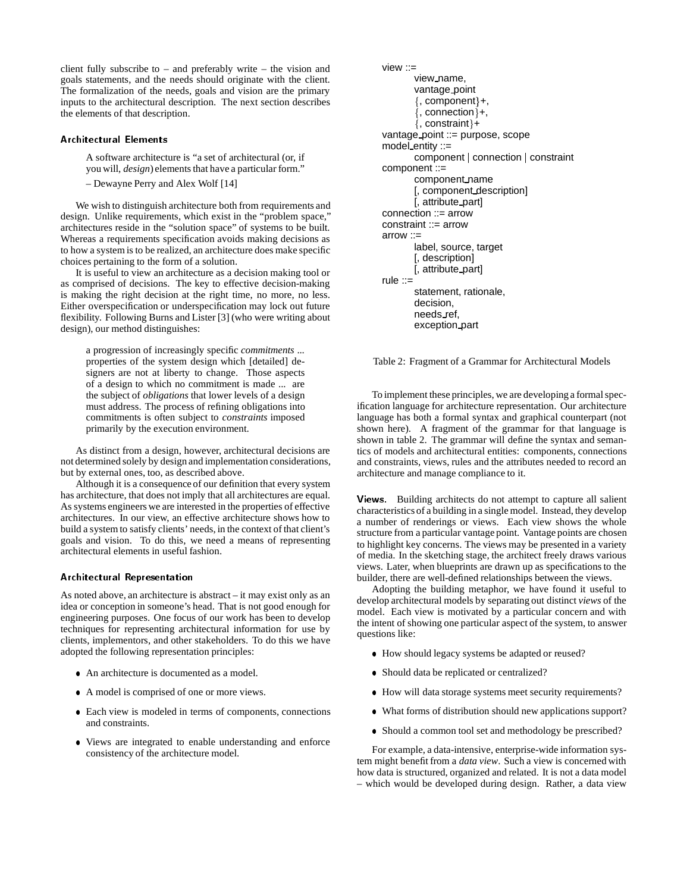client fully subscribe to – and preferably write – the vision and goals statements, and the needs should originate with the client. The formalization of the needs, goals and vision are the primary inputs to the architectural description. The next section describes the elements of that description.

### Architectural Elements

> A software architecture is "a set of architectural (or, if you will, *design*) elements that have a particular form."
>
> – Dewayne Perry and Alex Wolf [14]

We wish to distinguish architecture both from requirements and design. Unlike requirements, which exist in the "problem space," architectures reside in the "solution space" of systems to be built. Whereas a requirements specification avoids making decisions as to how a system is to be realized, an architecture does make specific choices pertaining to the form of a solution.

It is useful to view an architecture as a decision making tool or as comprised of decisions. The key to effective decision-making is making the right decision at the right time, no more, no less. Either overspecification or underspecification may lock out future flexibility. Following Burns and Lister [3] (who were writing about design), our method distinguishes:

> a progression of increasingly specific *commitments* ... properties of the system design which [detailed] designers are not at liberty to change. Those aspects of a design to which no commitment is made ... are the subject of *obligations* that lower levels of a design must address. The process of refining obligations into commitments is often subject to *constraints* imposed primarily by the execution environment.

As distinct from a design, however, architectural decisions are not determined solely by design and implementation considerations, but by external ones, too, as described above.

Although it is a consequence of our definition that every system has architecture, that does not imply that all architectures are equal. As systems engineers we are interested in the properties of effective architectures. In our view, an effective architecture shows how to build a system to satisfy clients' needs, in the context of that client's goals and vision. To do this, we need a means of representing architectural elements in useful fashion.

### Architectural Representation

As noted above, an architecture is abstract – it may exist only as an idea or conception in someone's head. That is not good enough for engineering purposes. One focus of our work has been to develop techniques for representing architectural information for use by clients, implementors, and other stakeholders. To do this we have adopted the following representation principles:

- An architecture is documented as a model.
- A model is comprised of one or more views.
- Each view is modeled in terms of components, connections and constraints.
- Views are integrated to enable understanding and enforce consistency of the architecture model.

```
view ::=
        view_name,
        vantage_point
        {, component}+,
        {, connection}+,
        {, constraint}+
vantage_point ::= purpose, scope
model_entity ::=
        component | connection | constraint
component ::=
        component_name
        [, component_description]
        [, attribute_part]
connection ::= arrow
constraint ::= arrow
arrow ::=
        label, source, target
        [, description]
        [, attribute_part]
rule ::=
        statement, rationale,
        decision,
        needs_ref,
        exception_part
```

Table 2: Fragment of a Grammar for Architectural Models

To implement these principles, we are developing a formal specification language for architecture representation. Our architecture language has both a formal syntax and graphical counterpart (not shown here). A fragment of the grammar for that language is shown in table 2. The grammar will define the syntax and semantics of models and architectural entities: components, connections and constraints, views, rules and the attributes needed to record an architecture and manage compliance to it.

**Views.** Building architects do not attempt to capture all salient characteristics of a building in a single model. Instead, they develop a number of renderings or views. Each view shows the whole structure from a particular vantage point. Vantage points are chosen to highlight key concerns. The views may be presented in a variety of media. In the sketching stage, the architect freely draws various views. Later, when blueprints are drawn up as specifications to the builder, there are well-defined relationships between the views.

Adopting the building metaphor, we have found it useful to develop architectural models by separating out distinct *views* of the model. Each view is motivated by a particular concern and with the intent of showing one particular aspect of the system, to answer questions like:

- How should legacy systems be adapted or reused?
- Should data be replicated or centralized?
- How will data storage systems meet security requirements?
- What forms of distribution should new applications support?
- Should a common tool set and methodology be prescribed?

For example, a data-intensive, enterprise-wide information system might benefit from a *data view*. Such a view is concerned with how data is structured, organized and related. It is not a data model – which would be developed during design. Rather, a data view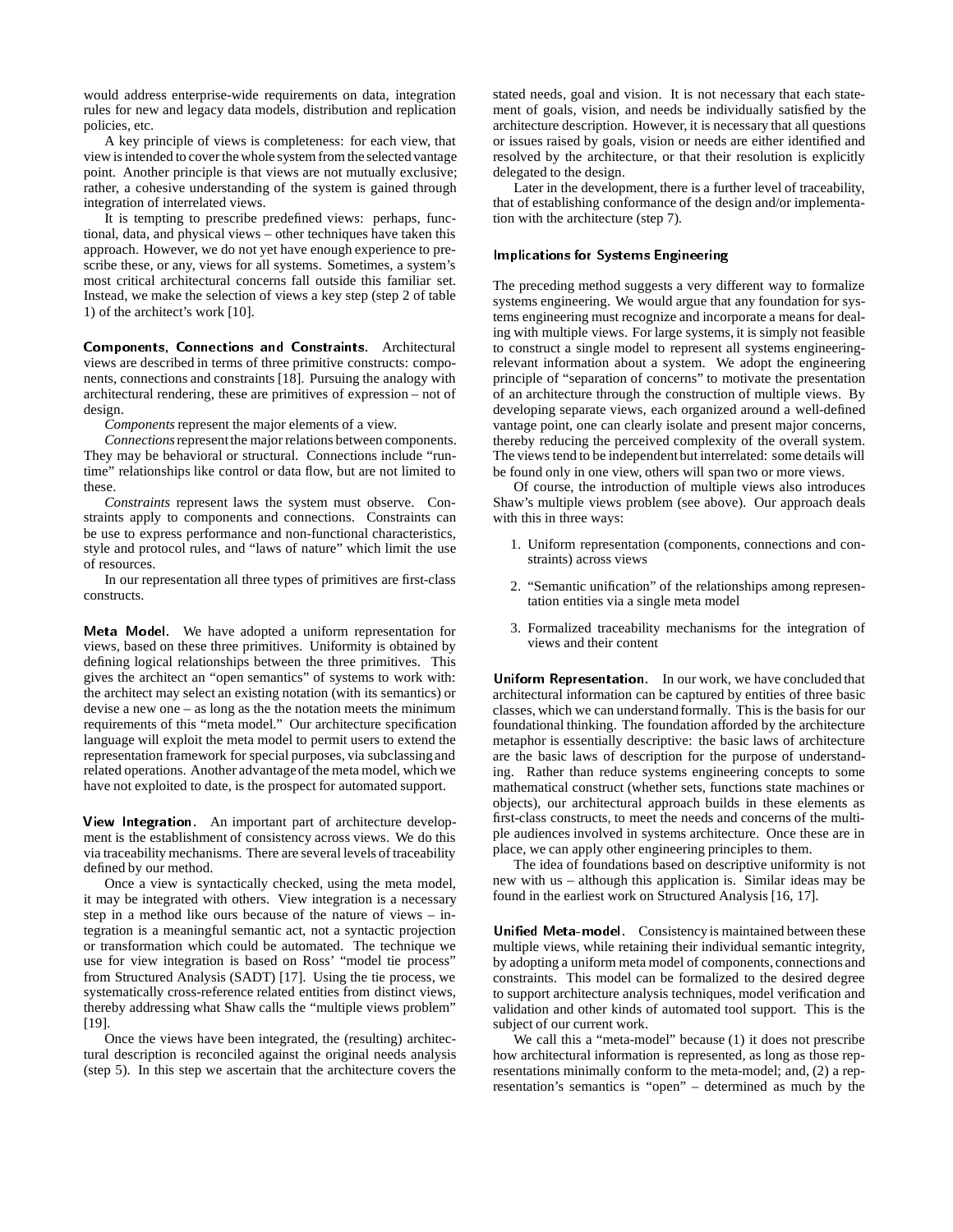would address enterprise-wide requirements on data, integration rules for new and legacy data models, distribution and replication policies, etc.

A key principle of views is completeness: for each view, that view is intended to cover the whole system from the selected vantage point. Another principle is that views are not mutually exclusive; rather, a cohesive understanding of the system is gained through integration of interrelated views.

It is tempting to prescribe predefined views: perhaps, functional, data, and physical views – other techniques have taken this approach. However, we do not yet have enough experience to prescribe these, or any, views for all systems. Sometimes, a system's most critical architectural concerns fall outside this familiar set. Instead, we make the selection of views a key step (step 2 of table 1) of the architect's work [10].

**Components, Connections and Constraints.** Architectural views are described in terms of three primitive constructs: components, connections and constraints [18]. Pursuing the analogy with architectural rendering, these are primitives of expression – not of design.

*Components* represent the major elements of a view.

*Connections* represent the major relations between components. They may be behavioral or structural. Connections include "run-time" relationships like control or data flow, but are not limited to these.

*Constraints* represent laws the system must observe. Constraints apply to components and connections. Constraints can be use to express performance and non-functional characteristics, style and protocol rules, and "laws of nature" which limit the use of resources.

In our representation all three types of primitives are first-class constructs.

**Meta Model.** We have adopted a uniform representation for views, based on these three primitives. Uniformity is obtained by defining logical relationships between the three primitives. This gives the architect an "open semantics" of systems to work with: the architect may select an existing notation (with its semantics) or devise a new one – as long as the the notation meets the minimum requirements of this "meta model." Our architecture specification language will exploit the meta model to permit users to extend the representation framework for special purposes, via subclassing and related operations. Another advantage of the meta model, which we have not exploited to date, is the prospect for automated support.

**View Integration.** An important part of architecture development is the establishment of consistency across views. We do this via traceability mechanisms. There are several levels of traceability defined by our method.

Once a view is syntactically checked, using the meta model, it may be integrated with others. View integration is a necessary step in a method like ours because of the nature of views – integration is a meaningful semantic act, not a syntactic projection or transformation which could be automated. The technique we use for view integration is based on Ross' "model tie process" from Structured Analysis (SADT) [17]. Using the tie process, we systematically cross-reference related entities from distinct views, thereby addressing what Shaw calls the "multiple views problem" [19].

Once the views have been integrated, the (resulting) architectural description is reconciled against the original needs analysis (step 5). In this step we ascertain that the architecture covers the stated needs, goal and vision. It is not necessary that each statement of goals, vision, and needs be individually satisfied by the architecture description. However, it is necessary that all questions or issues raised by goals, vision or needs are either identified and resolved by the architecture, or that their resolution is explicitly delegated to the design.

Later in the development, there is a further level of traceability, that of establishing conformance of the design and/or implementation with the architecture (step 7).

### Implications for Systems Engineering

The preceding method suggests a very different way to formalize systems engineering. We would argue that any foundation for systems engineering must recognize and incorporate a means for dealing with multiple views. For large systems, it is simply not feasible to construct a single model to represent all systems engineering-relevant information about a system. We adopt the engineering principle of "separation of concerns" to motivate the presentation of an architecture through the construction of multiple views. By developing separate views, each organized around a well-defined vantage point, one can clearly isolate and present major concerns, thereby reducing the perceived complexity of the overall system. The views tend to be independent but interrelated: some details will be found only in one view, others will span two or more views.

Of course, the introduction of multiple views also introduces Shaw's multiple views problem (see above). Our approach deals with this in three ways:

1. Uniform representation (components, connections and constraints) across views
2. "Semantic unification" of the relationships among representation entities via a single meta model
3. Formalized traceability mechanisms for the integration of views and their content

**Uniform Representation.** In our work, we have concluded that architectural information can be captured by entities of three basic classes, which we can understand formally. This is the basis for our foundational thinking. The foundation afforded by the architecture metaphor is essentially descriptive: the basic laws of architecture are the basic laws of description for the purpose of understanding. Rather than reduce systems engineering concepts to some mathematical construct (whether sets, functions state machines or objects), our architectural approach builds in these elements as first-class constructs, to meet the needs and concerns of the multiple audiences involved in systems architecture. Once these are in place, we can apply other engineering principles to them.

The idea of foundations based on descriptive uniformity is not new with us – although this application is. Similar ideas may be found in the earliest work on Structured Analysis [16, 17].

**Unified Meta-model.** Consistency is maintained between these multiple views, while retaining their individual semantic integrity, by adopting a uniform meta model of components, connections and constraints. This model can be formalized to the desired degree to support architecture analysis techniques, model verification and validation and other kinds of automated tool support. This is the subject of our current work.

We call this a "meta-model" because (1) it does not prescribe how architectural information is represented, as long as those representations minimally conform to the meta-model; and, (2) a representation's semantics is "open" – determined as much by the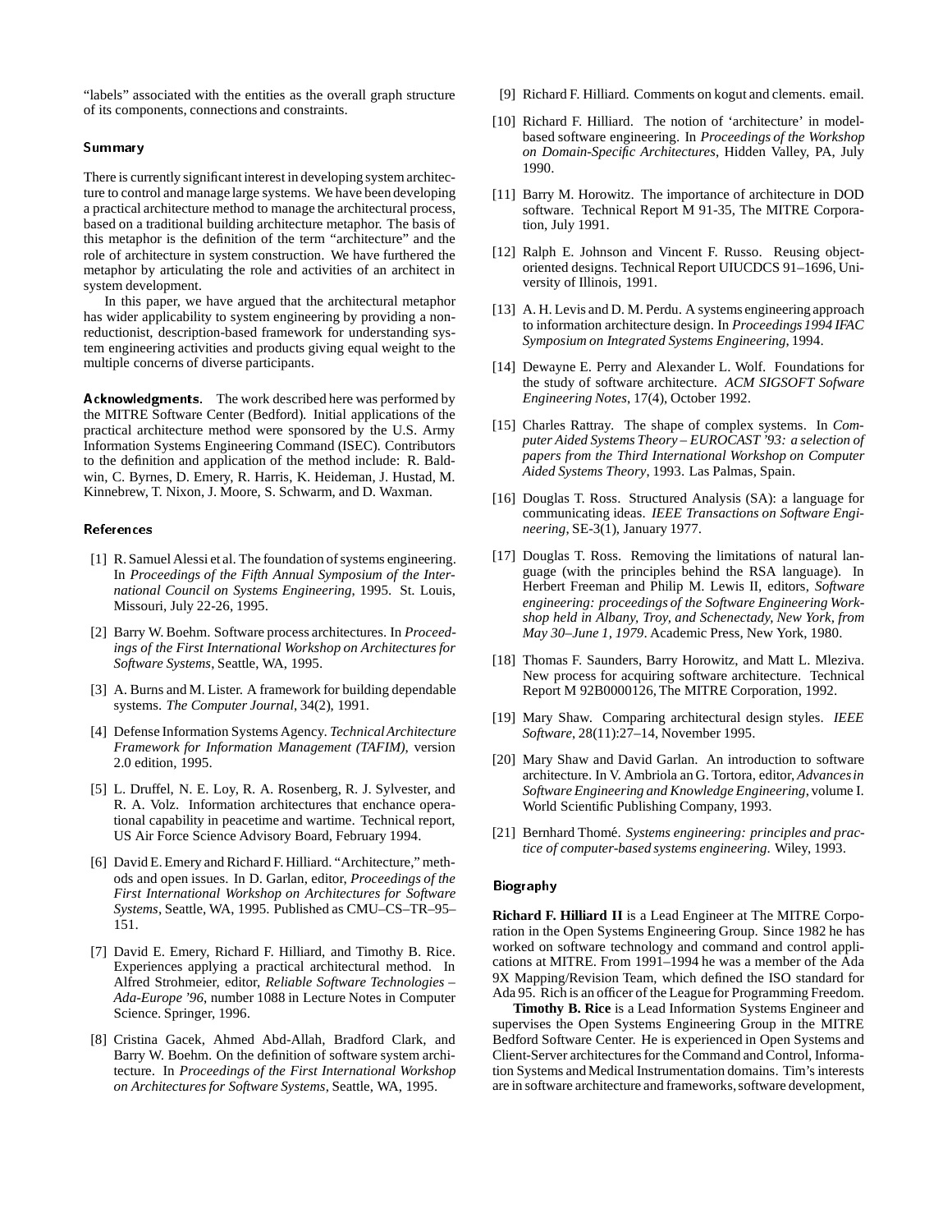"labels" associated with the entities as the overall graph structure of its components, connections and constraints.

### Summary

There is currently significant interest in developing system architecture to control and manage large systems. We have been developing a practical architecture method to manage the architectural process, based on a traditional building architecture metaphor. The basis of this metaphor is the definition of the term "architecture" and the role of architecture in system construction. We have furthered the metaphor by articulating the role and activities of an architect in system development.

In this paper, we have argued that the architectural metaphor has wider applicability to system engineering by providing a non-reductionist, description-based framework for understanding system engineering activities and products giving equal weight to the multiple concerns of diverse participants.

**Acknowledgments.** The work described here was performed by the MITRE Software Center (Bedford). Initial applications of the practical architecture method were sponsored by the U.S. Army Information Systems Engineering Command (ISEC). Contributors to the definition and application of the method include: R. Baldwin, C. Byrnes, D. Emery, R. Harris, K. Heideman, J. Hustad, M. Kinnebrew, T. Nixon, J. Moore, S. Schwarm, and D. Waxman.

### References

[1] R. Samuel Alessi et al. The foundation of systems engineering. In *Proceedings of the Fifth Annual Symposium of the International Council on Systems Engineering*, 1995. St. Louis, Missouri, July 22-26, 1995.

[2] Barry W. Boehm. Software process architectures. In *Proceedings of the First International Workshop on Architectures for Software Systems*, Seattle, WA, 1995.

[3] A. Burns and M. Lister. A framework for building dependable systems. *The Computer Journal*, 34(2), 1991.

[4] Defense Information Systems Agency. *Technical Architecture Framework for Information Management (TAFIM)*, version 2.0 edition, 1995.

[5] L. Druffel, N. E. Loy, R. A. Rosenberg, R. J. Sylvester, and R. A. Volz. Information architectures that enchance operational capability in peacetime and wartime. Technical report, US Air Force Science Advisory Board, February 1994.

[6] David E. Emery and Richard F. Hilliard. "Architecture," methods and open issues. In D. Garlan, editor, *Proceedings of the First International Workshop on Architectures for Software Systems*, Seattle, WA, 1995. Published as CMU–CS–TR–95–151.

[7] David E. Emery, Richard F. Hilliard, and Timothy B. Rice. Experiences applying a practical architectural method. In Alfred Strohmeier, editor, *Reliable Software Technologies – Ada-Europe '96*, number 1088 in Lecture Notes in Computer Science. Springer, 1996.

[8] Cristina Gacek, Ahmed Abd-Allah, Bradford Clark, and Barry W. Boehm. On the definition of software system architecture. In *Proceedings of the First International Workshop on Architectures for Software Systems*, Seattle, WA, 1995.

[9] Richard F. Hilliard. Comments on kogut and clements. email.

[10] Richard F. Hilliard. The notion of 'architecture' in model-based software engineering. In *Proceedings of the Workshop on Domain-Specific Architectures*, Hidden Valley, PA, July 1990.

[11] Barry M. Horowitz. The importance of architecture in DOD software. Technical Report M 91-35, The MITRE Corporation, July 1991.

[12] Ralph E. Johnson and Vincent F. Russo. Reusing object-oriented designs. Technical Report UIUCDCS 91–1696, University of Illinois, 1991.

[13] A. H. Levis and D. M. Perdu. A systems engineering approach to information architecture design. In *Proceedings 1994 IFAC Symposium on Integrated Systems Engineering*, 1994.

[14] Dewayne E. Perry and Alexander L. Wolf. Foundations for the study of software architecture. *ACM SIGSOFT Sofware Engineering Notes*, 17(4), October 1992.

[15] Charles Rattray. The shape of complex systems. In *Computer Aided Systems Theory – EUROCAST '93: a selection of papers from the Third International Workshop on Computer Aided Systems Theory*, 1993. Las Palmas, Spain.

[16] Douglas T. Ross. Structured Analysis (SA): a language for communicating ideas. *IEEE Transactions on Software Engineering*, SE-3(1), January 1977.

[17] Douglas T. Ross. Removing the limitations of natural language (with the principles behind the RSA language). In Herbert Freeman and Philip M. Lewis II, editors, *Software engineering: proceedings of the Software Engineering Workshop held in Albany, Troy, and Schenectady, New York, from May 30–June 1, 1979*. Academic Press, New York, 1980.

[18] Thomas F. Saunders, Barry Horowitz, and Matt L. Mleziva. New process for acquiring software architecture. Technical Report M 92B0000126, The MITRE Corporation, 1992.

[19] Mary Shaw. Comparing architectural design styles. *IEEE Software*, 28(11):27–14, November 1995.

[20] Mary Shaw and David Garlan. An introduction to software architecture. In V. Ambriola an G. Tortora, editor, *Advances in Software Engineering and Knowledge Engineering*, volume I. World Scientific Publishing Company, 1993.

[21] Bernhard Thomé. *Systems engineering: principles and practice of computer-based systems engineering*. Wiley, 1993.

### Biography

**Richard F. Hilliard II** is a Lead Engineer at The MITRE Corporation in the Open Systems Engineering Group. Since 1982 he has worked on software technology and command and control applications at MITRE. From 1991–1994 he was a member of the Ada 9X Mapping/Revision Team, which defined the ISO standard for Ada 95. Rich is an officer of the League for Programming Freedom.

**Timothy B. Rice** is a Lead Information Systems Engineer and supervises the Open Systems Engineering Group in the MITRE Bedford Software Center. He is experienced in Open Systems and Client-Server architectures for the Command and Control, Information Systems and Medical Instrumentation domains. Tim's interests are in software architecture and frameworks, software development,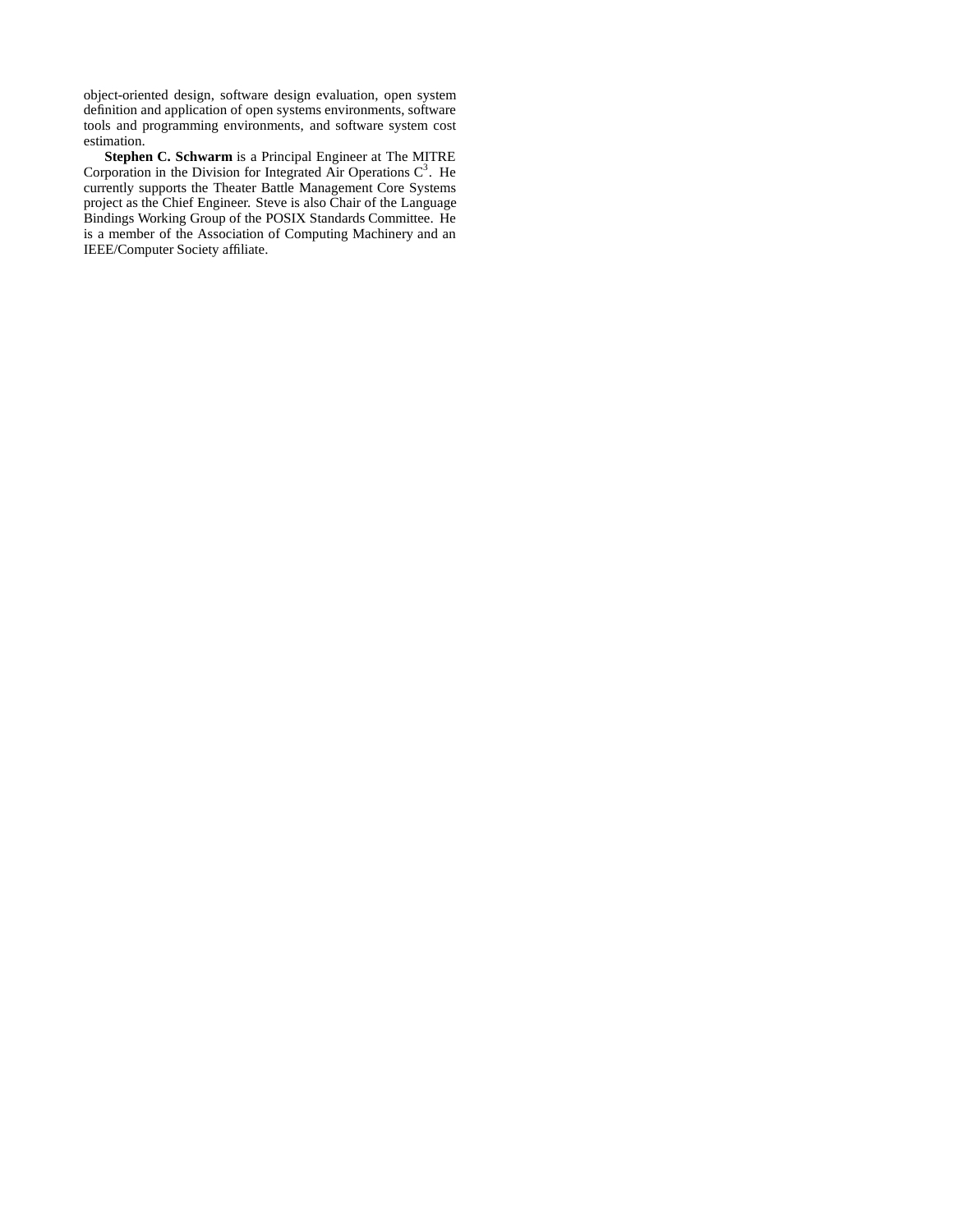object-oriented design, software design evaluation, open system definition and application of open systems environments, software tools and programming environments, and software system cost estimation.

**Stephen C. Schwarm** is a Principal Engineer at The MITRE Corporation in the Division for Integrated Air Operations $C^3$. He currently supports the Theater Battle Management Core Systems project as the Chief Engineer. Steve is also Chair of the Language Bindings Working Group of the POSIX Standards Committee. He is a member of the Association of Computing Machinery and an IEEE/Computer Society affiliate.